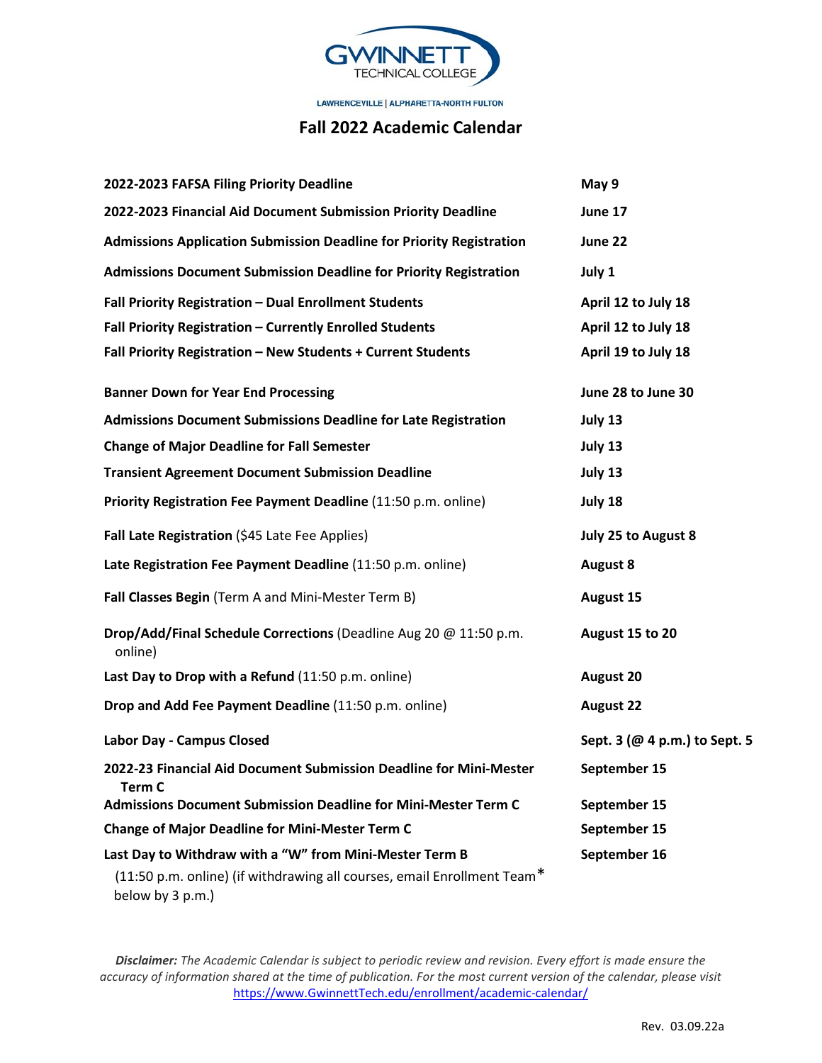GWINNETT TECHNICAL COLLEGE

LAWRENCEVILLE | ALPHARETTA-NORTH FULTON

# Fall 2022 Academic Calendar

| Event | Date |
|---|---|
| **2022-2023 FAFSA Filing Priority Deadline** | **May 9** |
| **2022-2023 Financial Aid Document Submission Priority Deadline** | **June 17** |
| **Admissions Application Submission Deadline for Priority Registration** | **June 22** |
| **Admissions Document Submission Deadline for Priority Registration** | **July 1** |
| **Fall Priority Registration – Dual Enrollment Students** | **April 12 to July 18** |
| **Fall Priority Registration – Currently Enrolled Students** | **April 12 to July 18** |
| **Fall Priority Registration – New Students + Current Students** | **April 19 to July 18** |
| **Banner Down for Year End Processing** | **June 28 to June 30** |
| **Admissions Document Submissions Deadline for Late Registration** | **July 13** |
| **Change of Major Deadline for Fall Semester** | **July 13** |
| **Transient Agreement Document Submission Deadline** | **July 13** |
| **Priority Registration Fee Payment Deadline** (11:50 p.m. online) | **July 18** |
| **Fall Late Registration** ($45 Late Fee Applies) | **July 25 to August 8** |
| **Late Registration Fee Payment Deadline** (11:50 p.m. online) | **August 8** |
| **Fall Classes Begin** (Term A and Mini-Mester Term B) | **August 15** |
| **Drop/Add/Final Schedule Corrections** (Deadline Aug 20 @ 11:50 p.m. online) | **August 15 to 20** |
| **Last Day to Drop with a Refund** (11:50 p.m. online) | **August 20** |
| **Drop and Add Fee Payment Deadline** (11:50 p.m. online) | **August 22** |
| **Labor Day - Campus Closed** | **Sept. 3 (@ 4 p.m.) to Sept. 5** |
| **2022-23 Financial Aid Document Submission Deadline for Mini-Mester Term C** | **September 15** |
| **Admissions Document Submission Deadline for Mini-Mester Term C** | **September 15** |
| **Change of Major Deadline for Mini-Mester Term C** | **September 15** |
| **Last Day to Withdraw with a "W" from Mini-Mester Term B** (11:50 p.m. online) (if withdrawing all courses, email Enrollment Team* below by 3 p.m.) | **September 16** |

***Disclaimer:*** *The Academic Calendar is subject to periodic review and revision. Every effort is made ensure the accuracy of information shared at the time of publication. For the most current version of the calendar, please visit* https://www.GwinnettTech.edu/enrollment/academic-calendar/

Rev. 03.09.22a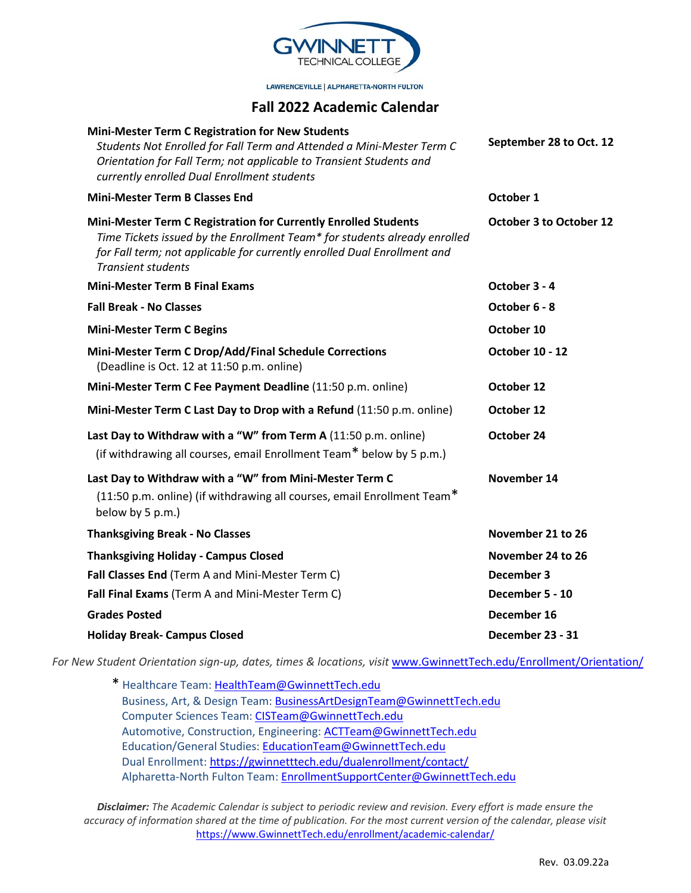GWINNETT TECHNICAL COLLEGE

LAWRENCEVILLE | ALPHARETTA-NORTH FULTON

# Fall 2022 Academic Calendar

| | |
|---|---|
| **Mini-Mester Term C Registration for New Students**<br>*Students Not Enrolled for Fall Term and Attended a Mini-Mester Term C Orientation for Fall Term; not applicable to Transient Students and currently enrolled Dual Enrollment students* | **September 28 to Oct. 12** |
| **Mini-Mester Term B Classes End** | **October 1** |
| **Mini-Mester Term C Registration for Currently Enrolled Students**<br>*Time Tickets issued by the Enrollment Team* for students already enrolled for Fall term; not applicable for currently enrolled Dual Enrollment and Transient students* | **October 3 to October 12** |
| **Mini-Mester Term B Final Exams** | **October 3 - 4** |
| **Fall Break - No Classes** | **October 6 - 8** |
| **Mini-Mester Term C Begins** | **October 10** |
| **Mini-Mester Term C Drop/Add/Final Schedule Corrections**<br>(Deadline is Oct. 12 at 11:50 p.m. online) | **October 10 - 12** |
| **Mini-Mester Term C Fee Payment Deadline** (11:50 p.m. online) | **October 12** |
| **Mini-Mester Term C Last Day to Drop with a Refund** (11:50 p.m. online) | **October 12** |
| **Last Day to Withdraw with a "W" from Term A** (11:50 p.m. online)<br>(if withdrawing all courses, email Enrollment Team* below by 5 p.m.) | **October 24** |
| **Last Day to Withdraw with a "W" from Mini-Mester Term C**<br>(11:50 p.m. online) (if withdrawing all courses, email Enrollment Team* below by 5 p.m.) | **November 14** |
| **Thanksgiving Break - No Classes** | **November 21 to 26** |
| **Thanksgiving Holiday - Campus Closed** | **November 24 to 26** |
| **Fall Classes End** (Term A and Mini-Mester Term C) | **December 3** |
| **Fall Final Exams** (Term A and Mini-Mester Term C) | **December 5 - 10** |
| **Grades Posted** | **December 16** |
| **Holiday Break- Campus Closed** | **December 23 - 31** |

*For New Student Orientation sign-up, dates, times & locations, visit* www.GwinnettTech.edu/Enrollment/Orientation/

\* Healthcare Team: HealthTeam@GwinnettTech.edu
Business, Art, & Design Team: BusinessArtDesignTeam@GwinnettTech.edu
Computer Sciences Team: CISTeam@GwinnettTech.edu
Automotive, Construction, Engineering: ACTTeam@GwinnettTech.edu
Education/General Studies: EducationTeam@GwinnettTech.edu
Dual Enrollment: https://gwinnetttech.edu/dualenrollment/contact/
Alpharetta-North Fulton Team: EnrollmentSupportCenter@GwinnettTech.edu

***Disclaimer:*** *The Academic Calendar is subject to periodic review and revision. Every effort is made ensure the accuracy of information shared at the time of publication. For the most current version of the calendar, please visit* https://www.GwinnettTech.edu/enrollment/academic-calendar/

Rev. 03.09.22a